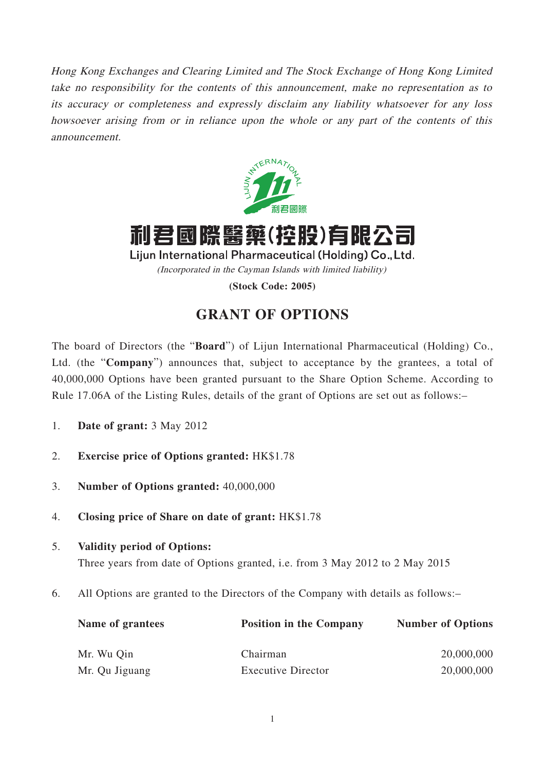*Hong Kong Exchanges and Clearing Limited and The Stock Exchange of Hong Kong Limited take no responsibility for the contents of this announcement, make no representation as to its accuracy or completeness and expressly disclaim any liability whatsoever for any loss howsoever arising from or in reliance upon the whole or any part of the contents of this announcement.*

# 利君國際醫藥(控股)有限公司
## Lijun International Pharmaceutical (Holding) Co., Ltd.

*(Incorporated in the Cayman Islands with limited liability)*

**(Stock Code: 2005)**

# GRANT OF OPTIONS

The board of Directors (the "**Board**") of Lijun International Pharmaceutical (Holding) Co., Ltd. (the "**Company**") announces that, subject to acceptance by the grantees, a total of 40,000,000 Options have been granted pursuant to the Share Option Scheme. According to Rule 17.06A of the Listing Rules, details of the grant of Options are set out as follows:–

1. **Date of grant:** 3 May 2012
2. **Exercise price of Options granted:** HK$1.78
3. **Number of Options granted:** 40,000,000
4. **Closing price of Share on date of grant:** HK$1.78
5. **Validity period of Options:**
   Three years from date of Options granted, i.e. from 3 May 2012 to 2 May 2015
6. All Options are granted to the Directors of the Company with details as follows:–

| Name of grantees | Position in the Company | Number of Options |
|---|---|---|
| Mr. Wu Qin | Chairman | 20,000,000 |
| Mr. Qu Jiguang | Executive Director | 20,000,000 |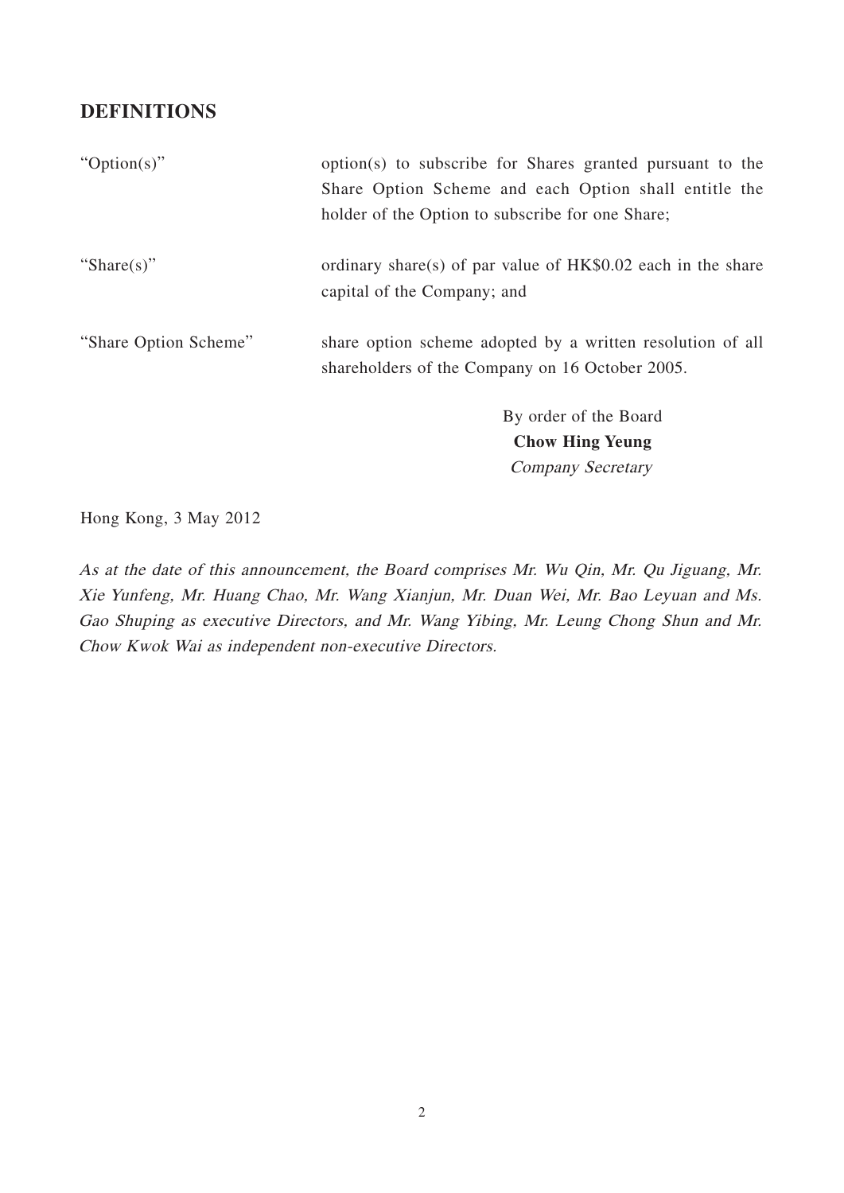## DEFINITIONS

| | |
|---|---|
| "Option(s)" | option(s) to subscribe for Shares granted pursuant to the Share Option Scheme and each Option shall entitle the holder of the Option to subscribe for one Share; |
| "Share(s)" | ordinary share(s) of par value of HK$0.02 each in the share capital of the Company; and |
| "Share Option Scheme" | share option scheme adopted by a written resolution of all shareholders of the Company on 16 October 2005. |

By order of the Board
**Chow Hing Yeung**
*Company Secretary*

Hong Kong, 3 May 2012

*As at the date of this announcement, the Board comprises Mr. Wu Qin, Mr. Qu Jiguang, Mr. Xie Yunfeng, Mr. Huang Chao, Mr. Wang Xianjun, Mr. Duan Wei, Mr. Bao Leyuan and Ms. Gao Shuping as executive Directors, and Mr. Wang Yibing, Mr. Leung Chong Shun and Mr. Chow Kwok Wai as independent non-executive Directors.*